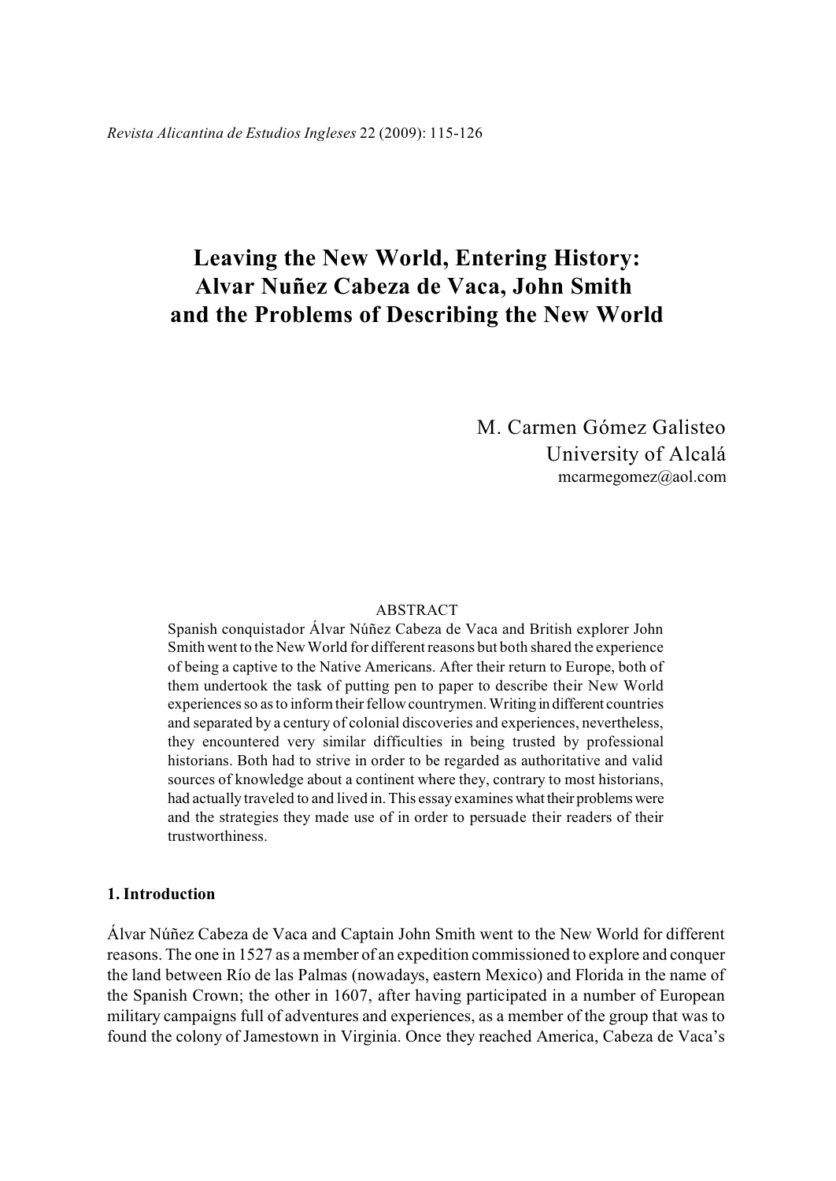# Leaving the New World, Entering History: Alvar Nuñez Cabeza de Vaca, John Smith and the Problems of Describing the New World

M. Carmen Gómez Galisteo
University of Alcalá
mcarmegomez@aol.com

## ABSTRACT

Spanish conquistador Álvar Núñez Cabeza de Vaca and British explorer John Smith went to the New World for different reasons but both shared the experience of being a captive to the Native Americans. After their return to Europe, both of them undertook the task of putting pen to paper to describe their New World experiences so as to inform their fellow countrymen. Writing in different countries and separated by a century of colonial discoveries and experiences, nevertheless, they encountered very similar difficulties in being trusted by professional historians. Both had to strive in order to be regarded as authoritative and valid sources of knowledge about a continent where they, contrary to most historians, had actually traveled to and lived in. This essay examines what their problems were and the strategies they made use of in order to persuade their readers of their trustworthiness.

## 1. Introduction

Álvar Núñez Cabeza de Vaca and Captain John Smith went to the New World for different reasons. The one in 1527 as a member of an expedition commissioned to explore and conquer the land between Río de las Palmas (nowadays, eastern Mexico) and Florida in the name of the Spanish Crown; the other in 1607, after having participated in a number of European military campaigns full of adventures and experiences, as a member of the group that was to found the colony of Jamestown in Virginia. Once they reached America, Cabeza de Vaca's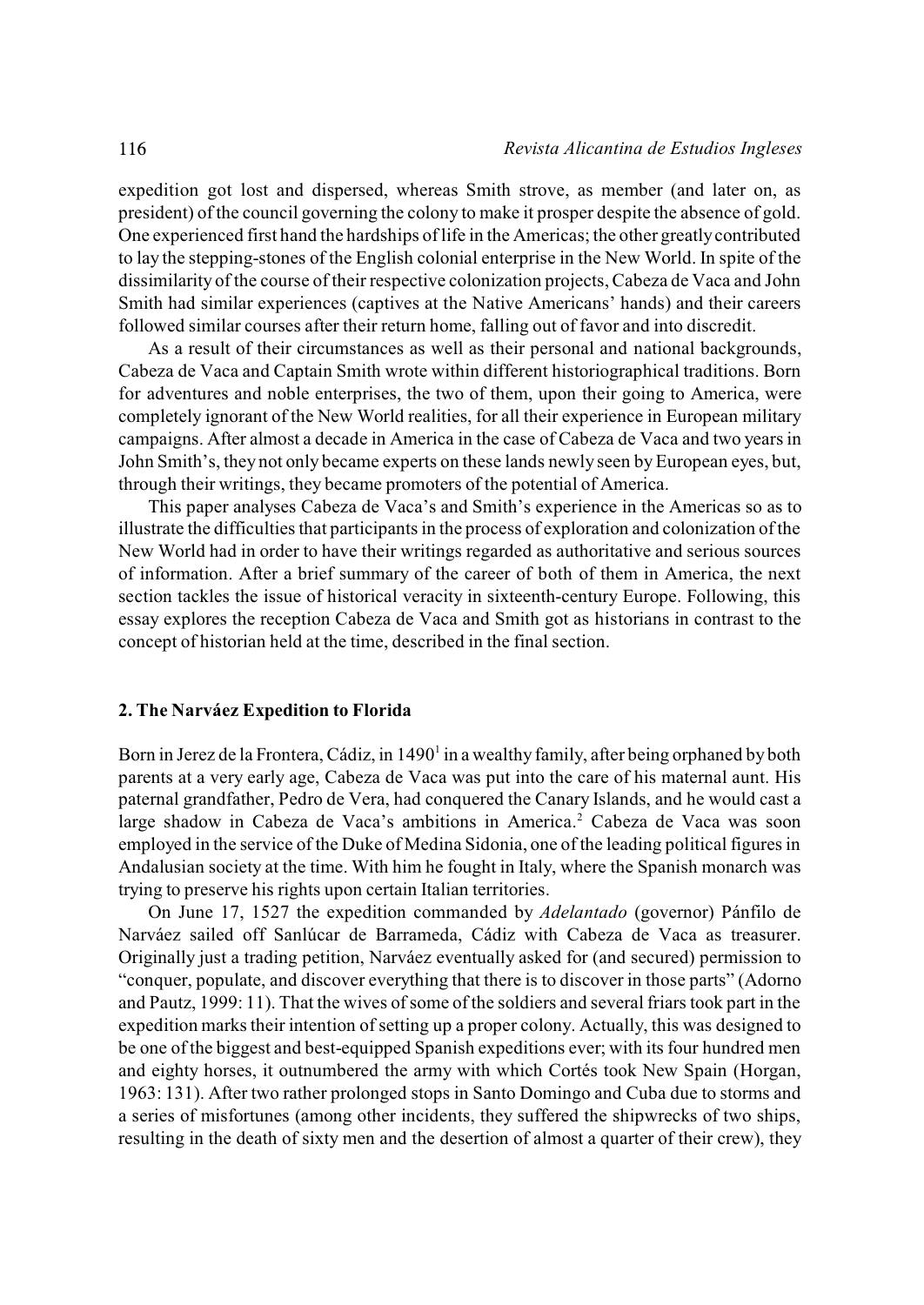expedition got lost and dispersed, whereas Smith strove, as member (and later on, as president) of the council governing the colony to make it prosper despite the absence of gold. One experienced first hand the hardships of life in the Americas; the other greatly contributed to lay the stepping-stones of the English colonial enterprise in the New World. In spite of the dissimilarity of the course of their respective colonization projects, Cabeza de Vaca and John Smith had similar experiences (captives at the Native Americans' hands) and their careers followed similar courses after their return home, falling out of favor and into discredit.

As a result of their circumstances as well as their personal and national backgrounds, Cabeza de Vaca and Captain Smith wrote within different historiographical traditions. Born for adventures and noble enterprises, the two of them, upon their going to America, were completely ignorant of the New World realities, for all their experience in European military campaigns. After almost a decade in America in the case of Cabeza de Vaca and two years in John Smith's, they not only became experts on these lands newly seen by European eyes, but, through their writings, they became promoters of the potential of America.

This paper analyses Cabeza de Vaca's and Smith's experience in the Americas so as to illustrate the difficulties that participants in the process of exploration and colonization of the New World had in order to have their writings regarded as authoritative and serious sources of information. After a brief summary of the career of both of them in America, the next section tackles the issue of historical veracity in sixteenth-century Europe. Following, this essay explores the reception Cabeza de Vaca and Smith got as historians in contrast to the concept of historian held at the time, described in the final section.

## 2. The Narváez Expedition to Florida

Born in Jerez de la Frontera, Cádiz, in 1490[1] in a wealthy family, after being orphaned by both parents at a very early age, Cabeza de Vaca was put into the care of his maternal aunt. His paternal grandfather, Pedro de Vera, had conquered the Canary Islands, and he would cast a large shadow in Cabeza de Vaca's ambitions in America.[2] Cabeza de Vaca was soon employed in the service of the Duke of Medina Sidonia, one of the leading political figures in Andalusian society at the time. With him he fought in Italy, where the Spanish monarch was trying to preserve his rights upon certain Italian territories.

On June 17, 1527 the expedition commanded by *Adelantado* (governor) Pánfilo de Narváez sailed off Sanlúcar de Barrameda, Cádiz with Cabeza de Vaca as treasurer. Originally just a trading petition, Narváez eventually asked for (and secured) permission to "conquer, populate, and discover everything that there is to discover in those parts" (Adorno and Pautz, 1999: 11). That the wives of some of the soldiers and several friars took part in the expedition marks their intention of setting up a proper colony. Actually, this was designed to be one of the biggest and best-equipped Spanish expeditions ever; with its four hundred men and eighty horses, it outnumbered the army with which Cortés took New Spain (Horgan, 1963: 131). After two rather prolonged stops in Santo Domingo and Cuba due to storms and a series of misfortunes (among other incidents, they suffered the shipwrecks of two ships, resulting in the death of sixty men and the desertion of almost a quarter of their crew), they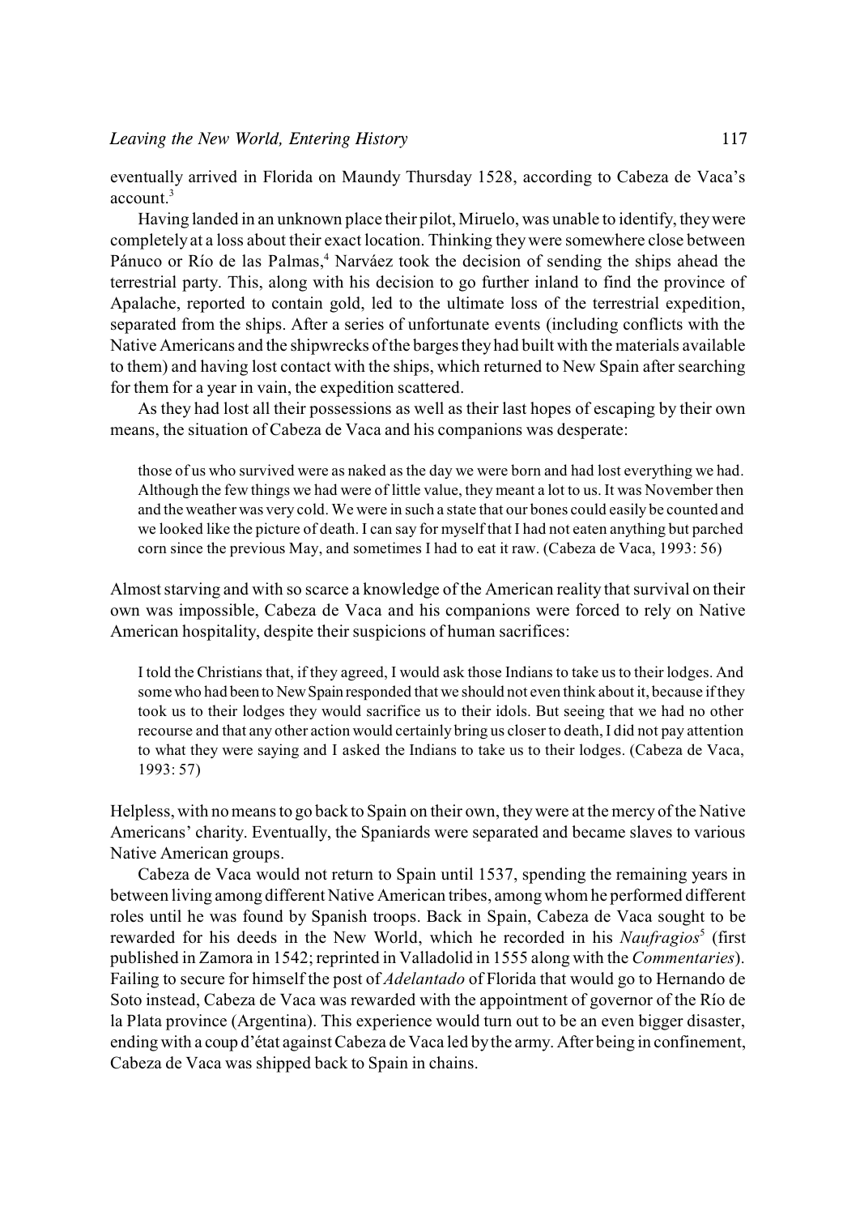eventually arrived in Florida on Maundy Thursday 1528, according to Cabeza de Vaca's account.[3]

Having landed in an unknown place their pilot, Miruelo, was unable to identify, they were completely at a loss about their exact location. Thinking they were somewhere close between Pánuco or Río de las Palmas,[4] Narváez took the decision of sending the ships ahead the terrestrial party. This, along with his decision to go further inland to find the province of Apalache, reported to contain gold, led to the ultimate loss of the terrestrial expedition, separated from the ships. After a series of unfortunate events (including conflicts with the Native Americans and the shipwrecks of the barges they had built with the materials available to them) and having lost contact with the ships, which returned to New Spain after searching for them for a year in vain, the expedition scattered.

As they had lost all their possessions as well as their last hopes of escaping by their own means, the situation of Cabeza de Vaca and his companions was desperate:

> those of us who survived were as naked as the day we were born and had lost everything we had. Although the few things we had were of little value, they meant a lot to us. It was November then and the weather was very cold. We were in such a state that our bones could easily be counted and we looked like the picture of death. I can say for myself that I had not eaten anything but parched corn since the previous May, and sometimes I had to eat it raw. (Cabeza de Vaca, 1993: 56)

Almost starving and with so scarce a knowledge of the American reality that survival on their own was impossible, Cabeza de Vaca and his companions were forced to rely on Native American hospitality, despite their suspicions of human sacrifices:

> I told the Christians that, if they agreed, I would ask those Indians to take us to their lodges. And some who had been to New Spain responded that we should not even think about it, because if they took us to their lodges they would sacrifice us to their idols. But seeing that we had no other recourse and that any other action would certainly bring us closer to death, I did not pay attention to what they were saying and I asked the Indians to take us to their lodges. (Cabeza de Vaca, 1993: 57)

Helpless, with no means to go back to Spain on their own, they were at the mercy of the Native Americans' charity. Eventually, the Spaniards were separated and became slaves to various Native American groups.

Cabeza de Vaca would not return to Spain until 1537, spending the remaining years in between living among different Native American tribes, among whom he performed different roles until he was found by Spanish troops. Back in Spain, Cabeza de Vaca sought to be rewarded for his deeds in the New World, which he recorded in his *Naufragios*[5] (first published in Zamora in 1542; reprinted in Valladolid in 1555 along with the *Commentaries*). Failing to secure for himself the post of *Adelantado* of Florida that would go to Hernando de Soto instead, Cabeza de Vaca was rewarded with the appointment of governor of the Río de la Plata province (Argentina). This experience would turn out to be an even bigger disaster, ending with a coup d'état against Cabeza de Vaca led by the army. After being in confinement, Cabeza de Vaca was shipped back to Spain in chains.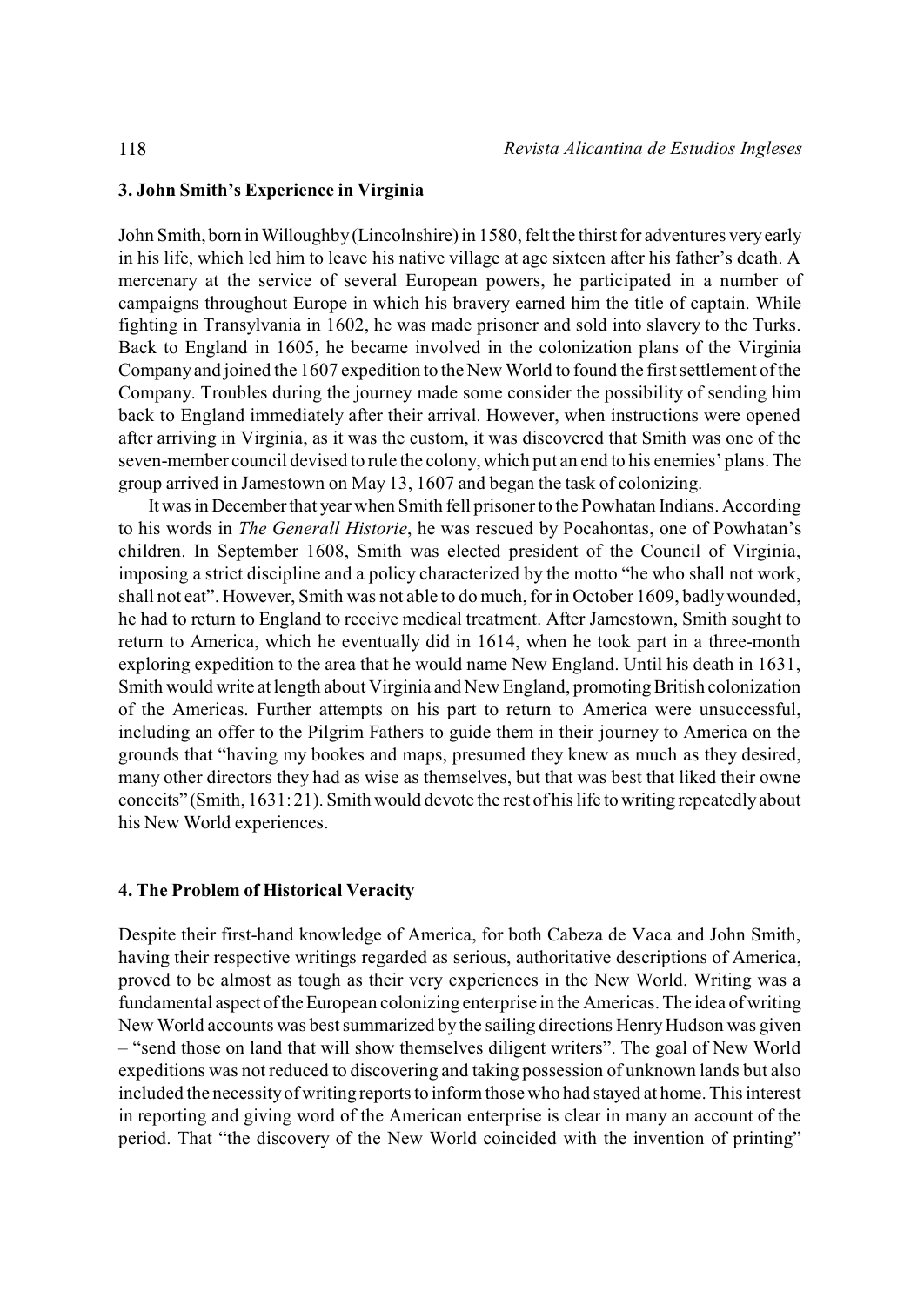### 3. John Smith's Experience in Virginia

John Smith, born in Willoughby (Lincolnshire) in 1580, felt the thirst for adventures very early in his life, which led him to leave his native village at age sixteen after his father's death. A mercenary at the service of several European powers, he participated in a number of campaigns throughout Europe in which his bravery earned him the title of captain. While fighting in Transylvania in 1602, he was made prisoner and sold into slavery to the Turks. Back to England in 1605, he became involved in the colonization plans of the Virginia Company and joined the 1607 expedition to the New World to found the first settlement of the Company. Troubles during the journey made some consider the possibility of sending him back to England immediately after their arrival. However, when instructions were opened after arriving in Virginia, as it was the custom, it was discovered that Smith was one of the seven-member council devised to rule the colony, which put an end to his enemies' plans. The group arrived in Jamestown on May 13, 1607 and began the task of colonizing.

It was in December that year when Smith fell prisoner to the Powhatan Indians. According to his words in *The Generall Historie*, he was rescued by Pocahontas, one of Powhatan's children. In September 1608, Smith was elected president of the Council of Virginia, imposing a strict discipline and a policy characterized by the motto "he who shall not work, shall not eat". However, Smith was not able to do much, for in October 1609, badly wounded, he had to return to England to receive medical treatment. After Jamestown, Smith sought to return to America, which he eventually did in 1614, when he took part in a three-month exploring expedition to the area that he would name New England. Until his death in 1631, Smith would write at length about Virginia and New England, promoting British colonization of the Americas. Further attempts on his part to return to America were unsuccessful, including an offer to the Pilgrim Fathers to guide them in their journey to America on the grounds that "having my bookes and maps, presumed they knew as much as they desired, many other directors they had as wise as themselves, but that was best that liked their owne conceits" (Smith, 1631: 21). Smith would devote the rest of his life to writing repeatedly about his New World experiences.

### 4. The Problem of Historical Veracity

Despite their first-hand knowledge of America, for both Cabeza de Vaca and John Smith, having their respective writings regarded as serious, authoritative descriptions of America, proved to be almost as tough as their very experiences in the New World. Writing was a fundamental aspect of the European colonizing enterprise in the Americas. The idea of writing New World accounts was best summarized by the sailing directions Henry Hudson was given – "send those on land that will show themselves diligent writers". The goal of New World expeditions was not reduced to discovering and taking possession of unknown lands but also included the necessity of writing reports to inform those who had stayed at home. This interest in reporting and giving word of the American enterprise is clear in many an account of the period. That "the discovery of the New World coincided with the invention of printing"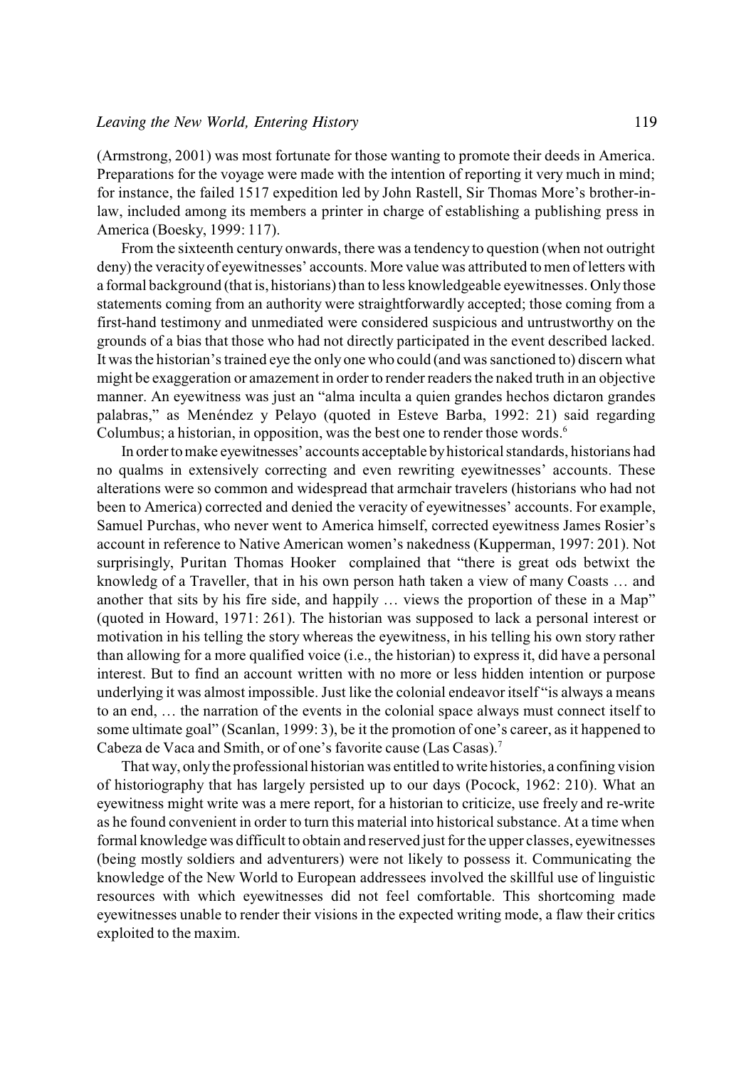(Armstrong, 2001) was most fortunate for those wanting to promote their deeds in America. Preparations for the voyage were made with the intention of reporting it very much in mind; for instance, the failed 1517 expedition led by John Rastell, Sir Thomas More's brother-in-law, included among its members a printer in charge of establishing a publishing press in America (Boesky, 1999: 117).

From the sixteenth century onwards, there was a tendency to question (when not outright deny) the veracity of eyewitnesses' accounts. More value was attributed to men of letters with a formal background (that is, historians) than to less knowledgeable eyewitnesses. Only those statements coming from an authority were straightforwardly accepted; those coming from a first-hand testimony and unmediated were considered suspicious and untrustworthy on the grounds of a bias that those who had not directly participated in the event described lacked. It was the historian's trained eye the only one who could (and was sanctioned to) discern what might be exaggeration or amazement in order to render readers the naked truth in an objective manner. An eyewitness was just an "alma inculta a quien grandes hechos dictaron grandes palabras," as Menéndez y Pelayo (quoted in Esteve Barba, 1992: 21) said regarding Columbus; a historian, in opposition, was the best one to render those words.[6]

In order to make eyewitnesses' accounts acceptable by historical standards, historians had no qualms in extensively correcting and even rewriting eyewitnesses' accounts. These alterations were so common and widespread that armchair travelers (historians who had not been to America) corrected and denied the veracity of eyewitnesses' accounts. For example, Samuel Purchas, who never went to America himself, corrected eyewitness James Rosier's account in reference to Native American women's nakedness (Kupperman, 1997: 201). Not surprisingly, Puritan Thomas Hooker complained that "there is great ods betwixt the knowledg of a Traveller, that in his own person hath taken a view of many Coasts … and another that sits by his fire side, and happily … views the proportion of these in a Map" (quoted in Howard, 1971: 261). The historian was supposed to lack a personal interest or motivation in his telling the story whereas the eyewitness, in his telling his own story rather than allowing for a more qualified voice (i.e., the historian) to express it, did have a personal interest. But to find an account written with no more or less hidden intention or purpose underlying it was almost impossible. Just like the colonial endeavor itself "is always a means to an end, … the narration of the events in the colonial space always must connect itself to some ultimate goal" (Scanlan, 1999: 3), be it the promotion of one's career, as it happened to Cabeza de Vaca and Smith, or of one's favorite cause (Las Casas).[7]

That way, only the professional historian was entitled to write histories, a confining vision of historiography that has largely persisted up to our days (Pocock, 1962: 210). What an eyewitness might write was a mere report, for a historian to criticize, use freely and re-write as he found convenient in order to turn this material into historical substance. At a time when formal knowledge was difficult to obtain and reserved just for the upper classes, eyewitnesses (being mostly soldiers and adventurers) were not likely to possess it. Communicating the knowledge of the New World to European addressees involved the skillful use of linguistic resources with which eyewitnesses did not feel comfortable. This shortcoming made eyewitnesses unable to render their visions in the expected writing mode, a flaw their critics exploited to the maxim.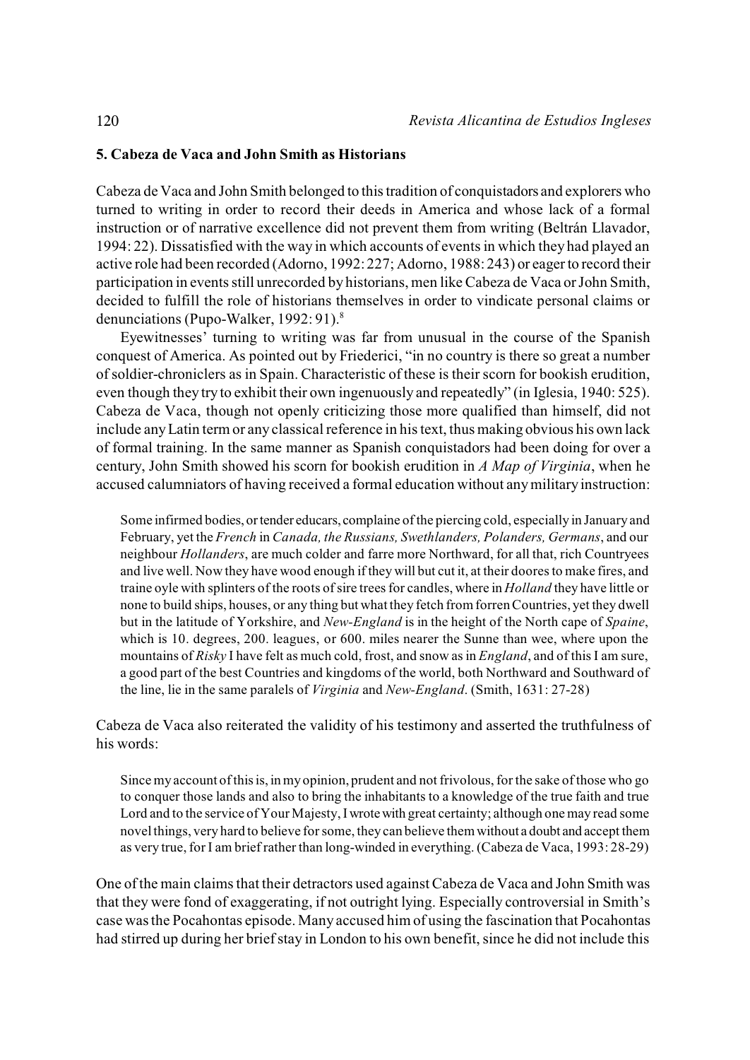### 5. Cabeza de Vaca and John Smith as Historians

Cabeza de Vaca and John Smith belonged to this tradition of conquistadors and explorers who turned to writing in order to record their deeds in America and whose lack of a formal instruction or of narrative excellence did not prevent them from writing (Beltrán Llavador, 1994: 22). Dissatisfied with the way in which accounts of events in which they had played an active role had been recorded (Adorno, 1992: 227; Adorno, 1988: 243) or eager to record their participation in events still unrecorded by historians, men like Cabeza de Vaca or John Smith, decided to fulfill the role of historians themselves in order to vindicate personal claims or denunciations (Pupo-Walker, 1992: 91).[8]

Eyewitnesses' turning to writing was far from unusual in the course of the Spanish conquest of America. As pointed out by Friederici, "in no country is there so great a number of soldier-chroniclers as in Spain. Characteristic of these is their scorn for bookish erudition, even though they try to exhibit their own ingenuously and repeatedly" (in Iglesia, 1940: 525). Cabeza de Vaca, though not openly criticizing those more qualified than himself, did not include any Latin term or any classical reference in his text, thus making obvious his own lack of formal training. In the same manner as Spanish conquistadors had been doing for over a century, John Smith showed his scorn for bookish erudition in *A Map of Virginia*, when he accused calumniators of having received a formal education without any military instruction:

> Some infirmed bodies, or tender educars, complaine of the piercing cold, especially in January and February, yet the *French* in *Canada, the Russians, Swethlanders, Polanders, Germans*, and our neighbour *Hollanders*, are much colder and farre more Northward, for all that, rich Countryees and live well. Now they have wood enough if they will but cut it, at their doores to make fires, and traine oyle with splinters of the roots of sire trees for candles, where in *Holland* they have little or none to build ships, houses, or any thing but what they fetch from forren Countries, yet they dwell but in the latitude of Yorkshire, and *New-England* is in the height of the North cape of *Spaine*, which is 10. degrees, 200. leagues, or 600. miles nearer the Sunne than wee, where upon the mountains of *Risky* I have felt as much cold, frost, and snow as in *England*, and of this I am sure, a good part of the best Countries and kingdoms of the world, both Northward and Southward of the line, lie in the same paralels of *Virginia* and *New-England*. (Smith, 1631: 27-28)

Cabeza de Vaca also reiterated the validity of his testimony and asserted the truthfulness of his words:

> Since my account of this is, in my opinion, prudent and not frivolous, for the sake of those who go to conquer those lands and also to bring the inhabitants to a knowledge of the true faith and true Lord and to the service of Your Majesty, I wrote with great certainty; although one may read some novel things, very hard to believe for some, they can believe them without a doubt and accept them as very true, for I am brief rather than long-winded in everything. (Cabeza de Vaca, 1993: 28-29)

One of the main claims that their detractors used against Cabeza de Vaca and John Smith was that they were fond of exaggerating, if not outright lying. Especially controversial in Smith's case was the Pocahontas episode. Many accused him of using the fascination that Pocahontas had stirred up during her brief stay in London to his own benefit, since he did not include this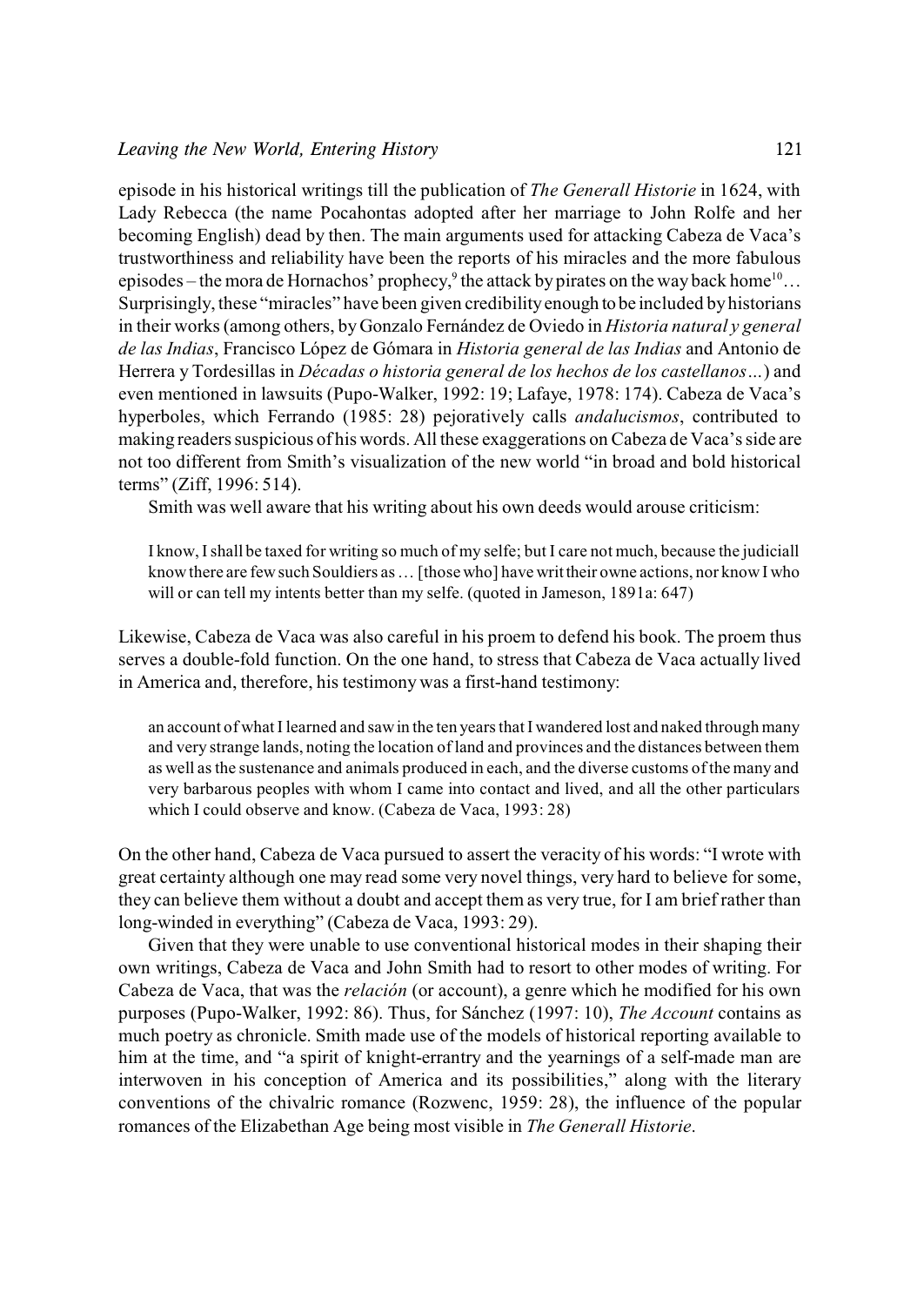episode in his historical writings till the publication of *The Generall Historie* in 1624, with Lady Rebecca (the name Pocahontas adopted after her marriage to John Rolfe and her becoming English) dead by then. The main arguments used for attacking Cabeza de Vaca's trustworthiness and reliability have been the reports of his miracles and the more fabulous episodes – the mora de Hornachos' prophecy,[9] the attack by pirates on the way back home[10]… Surprisingly, these "miracles" have been given credibility enough to be included by historians in their works (among others, by Gonzalo Fernández de Oviedo in *Historia natural y general de las Indias*, Francisco López de Gómara in *Historia general de las Indias* and Antonio de Herrera y Tordesillas in *Décadas o historia general de los hechos de los castellanos…*) and even mentioned in lawsuits (Pupo-Walker, 1992: 19; Lafaye, 1978: 174). Cabeza de Vaca's hyperboles, which Ferrando (1985: 28) pejoratively calls *andalucismos*, contributed to making readers suspicious of his words. All these exaggerations on Cabeza de Vaca's side are not too different from Smith's visualization of the new world "in broad and bold historical terms" (Ziff, 1996: 514).

Smith was well aware that his writing about his own deeds would arouse criticism:

> I know, I shall be taxed for writing so much of my selfe; but I care not much, because the judiciall know there are few such Souldiers as … [those who] have writ their owne actions, nor know I who will or can tell my intents better than my selfe. (quoted in Jameson, 1891a: 647)

Likewise, Cabeza de Vaca was also careful in his proem to defend his book. The proem thus serves a double-fold function. On the one hand, to stress that Cabeza de Vaca actually lived in America and, therefore, his testimony was a first-hand testimony:

> an account of what I learned and saw in the ten years that I wandered lost and naked through many and very strange lands, noting the location of land and provinces and the distances between them as well as the sustenance and animals produced in each, and the diverse customs of the many and very barbarous peoples with whom I came into contact and lived, and all the other particulars which I could observe and know. (Cabeza de Vaca, 1993: 28)

On the other hand, Cabeza de Vaca pursued to assert the veracity of his words: "I wrote with great certainty although one may read some very novel things, very hard to believe for some, they can believe them without a doubt and accept them as very true, for I am brief rather than long-winded in everything" (Cabeza de Vaca, 1993: 29).

Given that they were unable to use conventional historical modes in their shaping their own writings, Cabeza de Vaca and John Smith had to resort to other modes of writing. For Cabeza de Vaca, that was the *relación* (or account), a genre which he modified for his own purposes (Pupo-Walker, 1992: 86). Thus, for Sánchez (1997: 10), *The Account* contains as much poetry as chronicle. Smith made use of the models of historical reporting available to him at the time, and "a spirit of knight-errantry and the yearnings of a self-made man are interwoven in his conception of America and its possibilities," along with the literary conventions of the chivalric romance (Rozwenc, 1959: 28), the influence of the popular romances of the Elizabethan Age being most visible in *The Generall Historie*.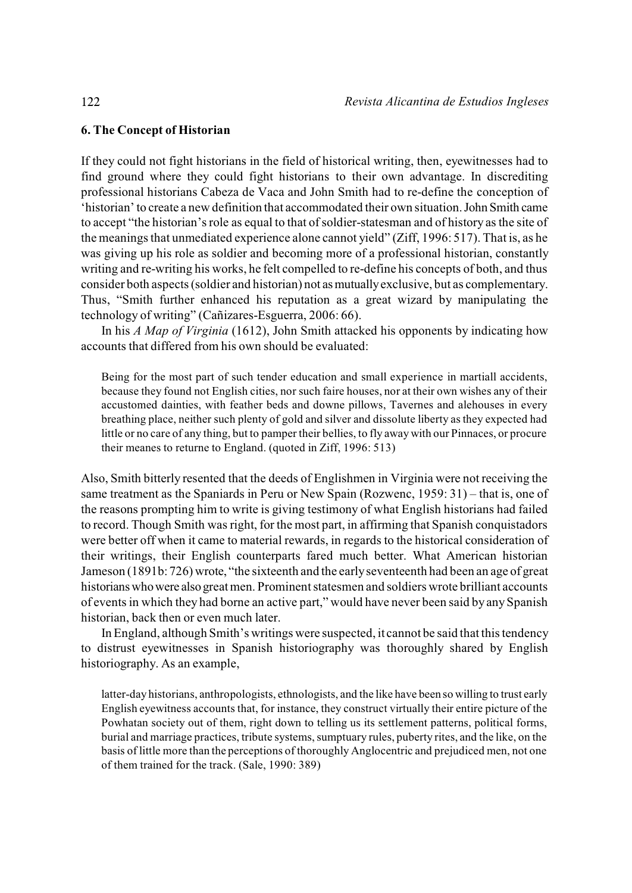## 6. The Concept of Historian

If they could not fight historians in the field of historical writing, then, eyewitnesses had to find ground where they could fight historians to their own advantage. In discrediting professional historians Cabeza de Vaca and John Smith had to re-define the conception of 'historian' to create a new definition that accommodated their own situation. John Smith came to accept "the historian's role as equal to that of soldier-statesman and of history as the site of the meanings that unmediated experience alone cannot yield" (Ziff, 1996: 517). That is, as he was giving up his role as soldier and becoming more of a professional historian, constantly writing and re-writing his works, he felt compelled to re-define his concepts of both, and thus consider both aspects (soldier and historian) not as mutually exclusive, but as complementary. Thus, "Smith further enhanced his reputation as a great wizard by manipulating the technology of writing" (Cañizares-Esguerra, 2006: 66).

In his *A Map of Virginia* (1612), John Smith attacked his opponents by indicating how accounts that differed from his own should be evaluated:

> Being for the most part of such tender education and small experience in martiall accidents, because they found not English cities, nor such faire houses, nor at their own wishes any of their accustomed dainties, with feather beds and downe pillows, Tavernes and alehouses in every breathing place, neither such plenty of gold and silver and dissolute liberty as they expected had little or no care of any thing, but to pamper their bellies, to fly away with our Pinnaces, or procure their meanes to returne to England. (quoted in Ziff, 1996: 513)

Also, Smith bitterly resented that the deeds of Englishmen in Virginia were not receiving the same treatment as the Spaniards in Peru or New Spain (Rozwenc, 1959: 31) – that is, one of the reasons prompting him to write is giving testimony of what English historians had failed to record. Though Smith was right, for the most part, in affirming that Spanish conquistadors were better off when it came to material rewards, in regards to the historical consideration of their writings, their English counterparts fared much better. What American historian Jameson (1891b: 726) wrote, "the sixteenth and the early seventeenth had been an age of great historians who were also great men. Prominent statesmen and soldiers wrote brilliant accounts of events in which they had borne an active part," would have never been said by any Spanish historian, back then or even much later.

In England, although Smith's writings were suspected, it cannot be said that this tendency to distrust eyewitnesses in Spanish historiography was thoroughly shared by English historiography. As an example,

> latter-day historians, anthropologists, ethnologists, and the like have been so willing to trust early English eyewitness accounts that, for instance, they construct virtually their entire picture of the Powhatan society out of them, right down to telling us its settlement patterns, political forms, burial and marriage practices, tribute systems, sumptuary rules, puberty rites, and the like, on the basis of little more than the perceptions of thoroughly Anglocentric and prejudiced men, not one of them trained for the track. (Sale, 1990: 389)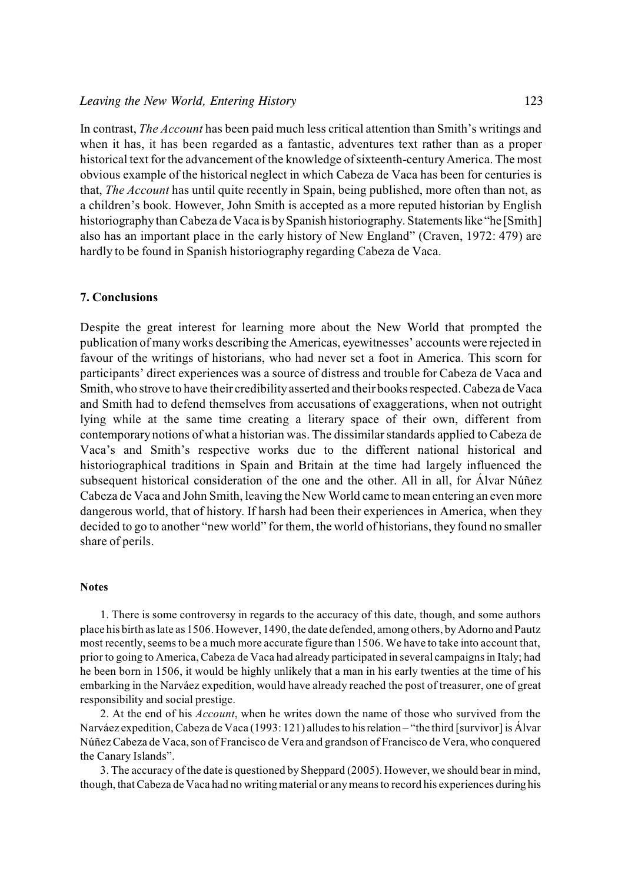In contrast, *The Account* has been paid much less critical attention than Smith's writings and when it has, it has been regarded as a fantastic, adventures text rather than as a proper historical text for the advancement of the knowledge of sixteenth-century America. The most obvious example of the historical neglect in which Cabeza de Vaca has been for centuries is that, *The Account* has until quite recently in Spain, being published, more often than not, as a children's book. However, John Smith is accepted as a more reputed historian by English historiography than Cabeza de Vaca is by Spanish historiography. Statements like "he [Smith] also has an important place in the early history of New England" (Craven, 1972: 479) are hardly to be found in Spanish historiography regarding Cabeza de Vaca.

## 7. Conclusions

Despite the great interest for learning more about the New World that prompted the publication of many works describing the Americas, eyewitnesses' accounts were rejected in favour of the writings of historians, who had never set a foot in America. This scorn for participants' direct experiences was a source of distress and trouble for Cabeza de Vaca and Smith, who strove to have their credibility asserted and their books respected. Cabeza de Vaca and Smith had to defend themselves from accusations of exaggerations, when not outright lying while at the same time creating a literary space of their own, different from contemporary notions of what a historian was. The dissimilar standards applied to Cabeza de Vaca's and Smith's respective works due to the different national historical and historiographical traditions in Spain and Britain at the time had largely influenced the subsequent historical consideration of the one and the other. All in all, for Álvar Núñez Cabeza de Vaca and John Smith, leaving the New World came to mean entering an even more dangerous world, that of history. If harsh had been their experiences in America, when they decided to go to another "new world" for them, the world of historians, they found no smaller share of perils.

#### Notes

1. There is some controversy in regards to the accuracy of this date, though, and some authors place his birth as late as 1506. However, 1490, the date defended, among others, by Adorno and Pautz most recently, seems to be a much more accurate figure than 1506. We have to take into account that, prior to going to America, Cabeza de Vaca had already participated in several campaigns in Italy; had he been born in 1506, it would be highly unlikely that a man in his early twenties at the time of his embarking in the Narváez expedition, would have already reached the post of treasurer, one of great responsibility and social prestige.

2. At the end of his *Account*, when he writes down the name of those who survived from the Narváez expedition, Cabeza de Vaca (1993: 121) alludes to his relation – "the third [survivor] is Álvar Núñez Cabeza de Vaca, son of Francisco de Vera and grandson of Francisco de Vera, who conquered the Canary Islands".

3. The accuracy of the date is questioned by Sheppard (2005). However, we should bear in mind, though, that Cabeza de Vaca had no writing material or any means to record his experiences during his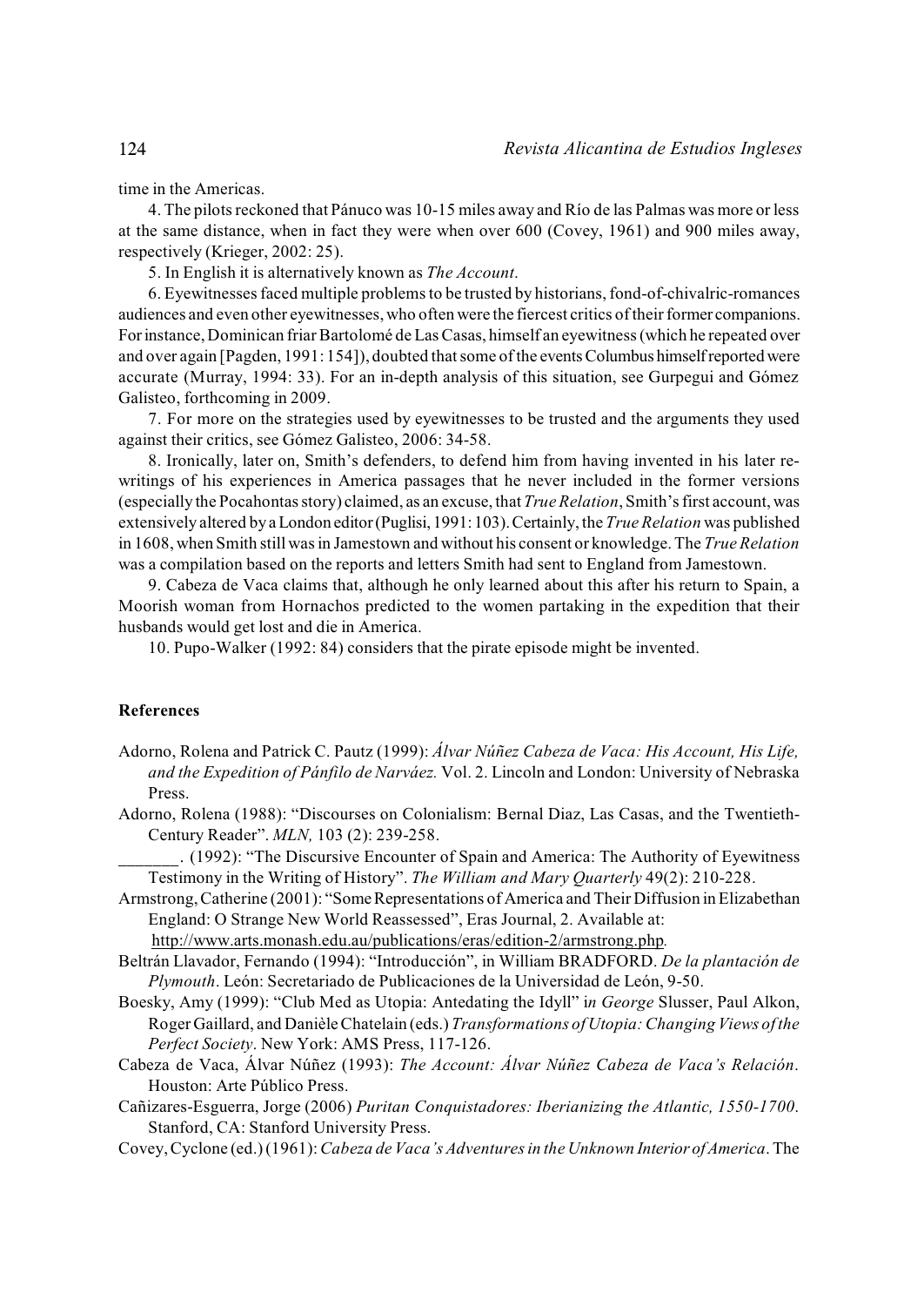time in the Americas.

4. The pilots reckoned that Pánuco was 10-15 miles away and Río de las Palmas was more or less at the same distance, when in fact they were when over 600 (Covey, 1961) and 900 miles away, respectively (Krieger, 2002: 25).

5. In English it is alternatively known as *The Account*.

6. Eyewitnesses faced multiple problems to be trusted by historians, fond-of-chivalric-romances audiences and even other eyewitnesses, who often were the fiercest critics of their former companions. For instance, Dominican friar Bartolomé de Las Casas, himself an eyewitness (which he repeated over and over again [Pagden, 1991: 154]), doubted that some of the events Columbus himself reported were accurate (Murray, 1994: 33). For an in-depth analysis of this situation, see Gurpegui and Gómez Galisteo, forthcoming in 2009.

7. For more on the strategies used by eyewitnesses to be trusted and the arguments they used against their critics, see Gómez Galisteo, 2006: 34-58.

8. Ironically, later on, Smith's defenders, to defend him from having invented in his later re-writings of his experiences in America passages that he never included in the former versions (especially the Pocahontas story) claimed, as an excuse, that *True Relation*, Smith's first account, was extensively altered by a London editor (Puglisi, 1991: 103). Certainly, the *True Relation* was published in 1608, when Smith still was in Jamestown and without his consent or knowledge. The *True Relation* was a compilation based on the reports and letters Smith had sent to England from Jamestown.

9. Cabeza de Vaca claims that, although he only learned about this after his return to Spain, a Moorish woman from Hornachos predicted to the women partaking in the expedition that their husbands would get lost and die in America.

10. Pupo-Walker (1992: 84) considers that the pirate episode might be invented.

## References

Adorno, Rolena and Patrick C. Pautz (1999): *Álvar Núñez Cabeza de Vaca: His Account, His Life, and the Expedition of Pánfilo de Narváez.* Vol. 2. Lincoln and London: University of Nebraska Press.

Adorno, Rolena (1988): "Discourses on Colonialism: Bernal Diaz, Las Casas, and the Twentieth-Century Reader". *MLN,* 103 (2): 239-258.

_______. (1992): "The Discursive Encounter of Spain and America: The Authority of Eyewitness Testimony in the Writing of History". *The William and Mary Quarterly* 49(2): 210-228.

Armstrong, Catherine (2001): "Some Representations of America and Their Diffusion in Elizabethan England: O Strange New World Reassessed", Eras Journal, 2. Available at: http://www.arts.monash.edu.au/publications/eras/edition-2/armstrong.php.

Beltrán Llavador, Fernando (1994): "Introducción", in William BRADFORD. *De la plantación de Plymouth*. León: Secretariado de Publicaciones de la Universidad de León, 9-50.

Boesky, Amy (1999): "Club Med as Utopia: Antedating the Idyll" i*n George* Slusser, Paul Alkon, Roger Gaillard, and Danièle Chatelain (eds.) *Transformations of Utopia: Changing Views of the Perfect Society*. New York: AMS Press, 117-126.

Cabeza de Vaca, Álvar Núñez (1993): *The Account: Álvar Núñez Cabeza de Vaca's Relación*. Houston: Arte Público Press.

Cañizares-Esguerra, Jorge (2006) *Puritan Conquistadores: Iberianizing the Atlantic, 1550-1700*. Stanford, CA: Stanford University Press.

Covey, Cyclone (ed.) (1961): *Cabeza de Vaca's Adventures in the Unknown Interior of America*. The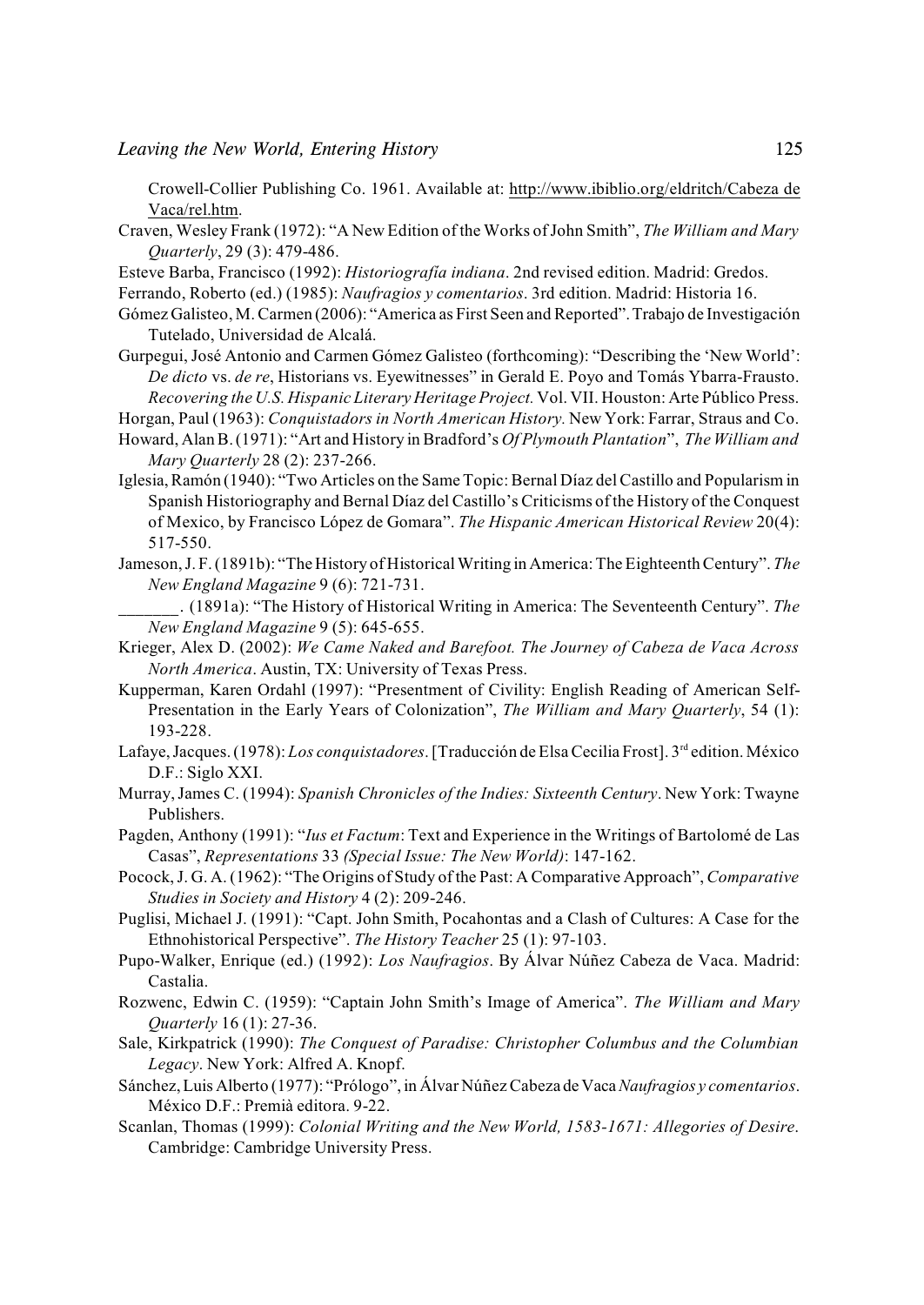Crowell-Collier Publishing Co. 1961. Available at: http://www.ibiblio.org/eldritch/Cabeza de Vaca/rel.htm.

Craven, Wesley Frank (1972): "A New Edition of the Works of John Smith", *The William and Mary Quarterly*, 29 (3): 479-486.

Esteve Barba, Francisco (1992): *Historiografía indiana*. 2nd revised edition. Madrid: Gredos.

Ferrando, Roberto (ed.) (1985): *Naufragios y comentarios*. 3rd edition. Madrid: Historia 16.

Gómez Galisteo, M. Carmen (2006): "America as First Seen and Reported". Trabajo de Investigación Tutelado, Universidad de Alcalá.

Gurpegui, José Antonio and Carmen Gómez Galisteo (forthcoming): "Describing the 'New World': *De dicto* vs. *de re*, Historians vs. Eyewitnesses" in Gerald E. Poyo and Tomás Ybarra-Frausto. *Recovering the U.S. Hispanic Literary Heritage Project*. Vol. VII. Houston: Arte Público Press.

Horgan, Paul (1963): *Conquistadors in North American History*. New York: Farrar, Straus and Co.

Howard, Alan B. (1971): "Art and History in Bradford's *Of Plymouth Plantation*", *The William and Mary Quarterly* 28 (2): 237-266.

Iglesia, Ramón (1940): "Two Articles on the Same Topic: Bernal Díaz del Castillo and Popularism in Spanish Historiography and Bernal Díaz del Castillo's Criticisms of the History of the Conquest of Mexico, by Francisco López de Gomara". *The Hispanic American Historical Review* 20(4): 517-550.

Jameson, J. F. (1891b): "The History of Historical Writing in America: The Eighteenth Century". *The New England Magazine* 9 (6): 721-731.

_______. (1891a): "The History of Historical Writing in America: The Seventeenth Century". *The New England Magazine* 9 (5): 645-655.

Krieger, Alex D. (2002): *We Came Naked and Barefoot. The Journey of Cabeza de Vaca Across North America*. Austin, TX: University of Texas Press.

Kupperman, Karen Ordahl (1997): "Presentment of Civility: English Reading of American Self-Presentation in the Early Years of Colonization", *The William and Mary Quarterly*, 54 (1): 193-228.

Lafaye, Jacques. (1978): *Los conquistadores*. [Traducción de Elsa Cecilia Frost]. 3rd edition. México D.F.: Siglo XXI.

Murray, James C. (1994): *Spanish Chronicles of the Indies: Sixteenth Century*. New York: Twayne Publishers.

Pagden, Anthony (1991): "*Ius et Factum*: Text and Experience in the Writings of Bartolomé de Las Casas", *Representations* 33 *(Special Issue: The New World)*: 147-162.

Pocock, J. G. A. (1962): "The Origins of Study of the Past: A Comparative Approach", *Comparative Studies in Society and History* 4 (2): 209-246.

Puglisi, Michael J. (1991): "Capt. John Smith, Pocahontas and a Clash of Cultures: A Case for the Ethnohistorical Perspective". *The History Teacher* 25 (1): 97-103.

Pupo-Walker, Enrique (ed.) (1992): *Los Naufragios*. By Álvar Núñez Cabeza de Vaca. Madrid: Castalia.

Rozwenc, Edwin C. (1959): "Captain John Smith's Image of America". *The William and Mary Quarterly* 16 (1): 27-36.

Sale, Kirkpatrick (1990): *The Conquest of Paradise: Christopher Columbus and the Columbian Legacy*. New York: Alfred A. Knopf.

Sánchez, Luis Alberto (1977): "Prólogo", in Álvar Núñez Cabeza de Vaca *Naufragios y comentarios*. México D.F.: Premià editora. 9-22.

Scanlan, Thomas (1999): *Colonial Writing and the New World, 1583-1671: Allegories of Desire*. Cambridge: Cambridge University Press.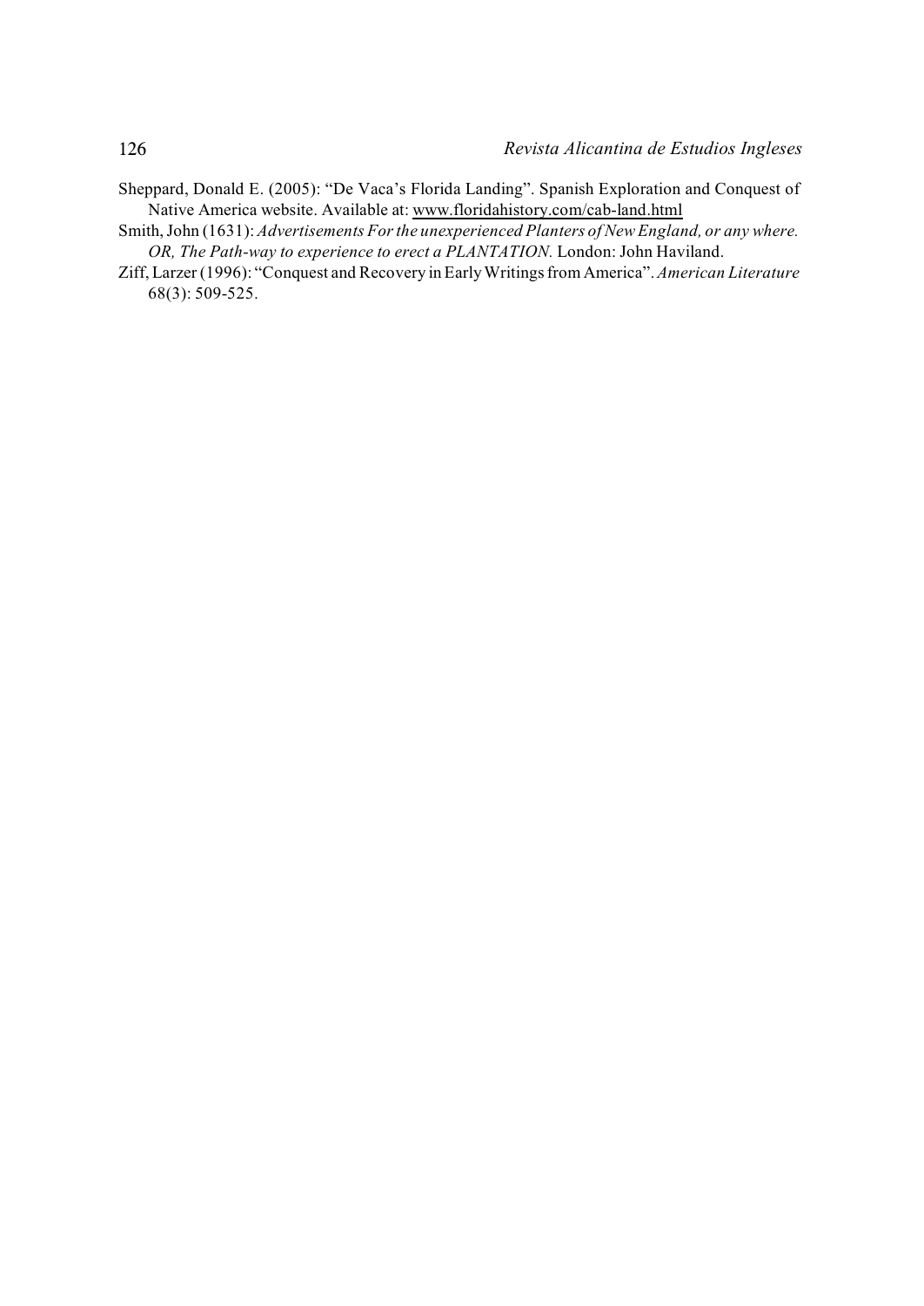Sheppard, Donald E. (2005): "De Vaca's Florida Landing". Spanish Exploration and Conquest of Native America website. Available at: www.floridahistory.com/cab-land.html

Smith, John (1631): *Advertisements For the unexperienced Planters of New England, or any where. OR, The Path-way to experience to erect a PLANTATION.* London: John Haviland.

Ziff, Larzer (1996): "Conquest and Recovery in Early Writings from America". *American Literature* 68(3): 509-525.